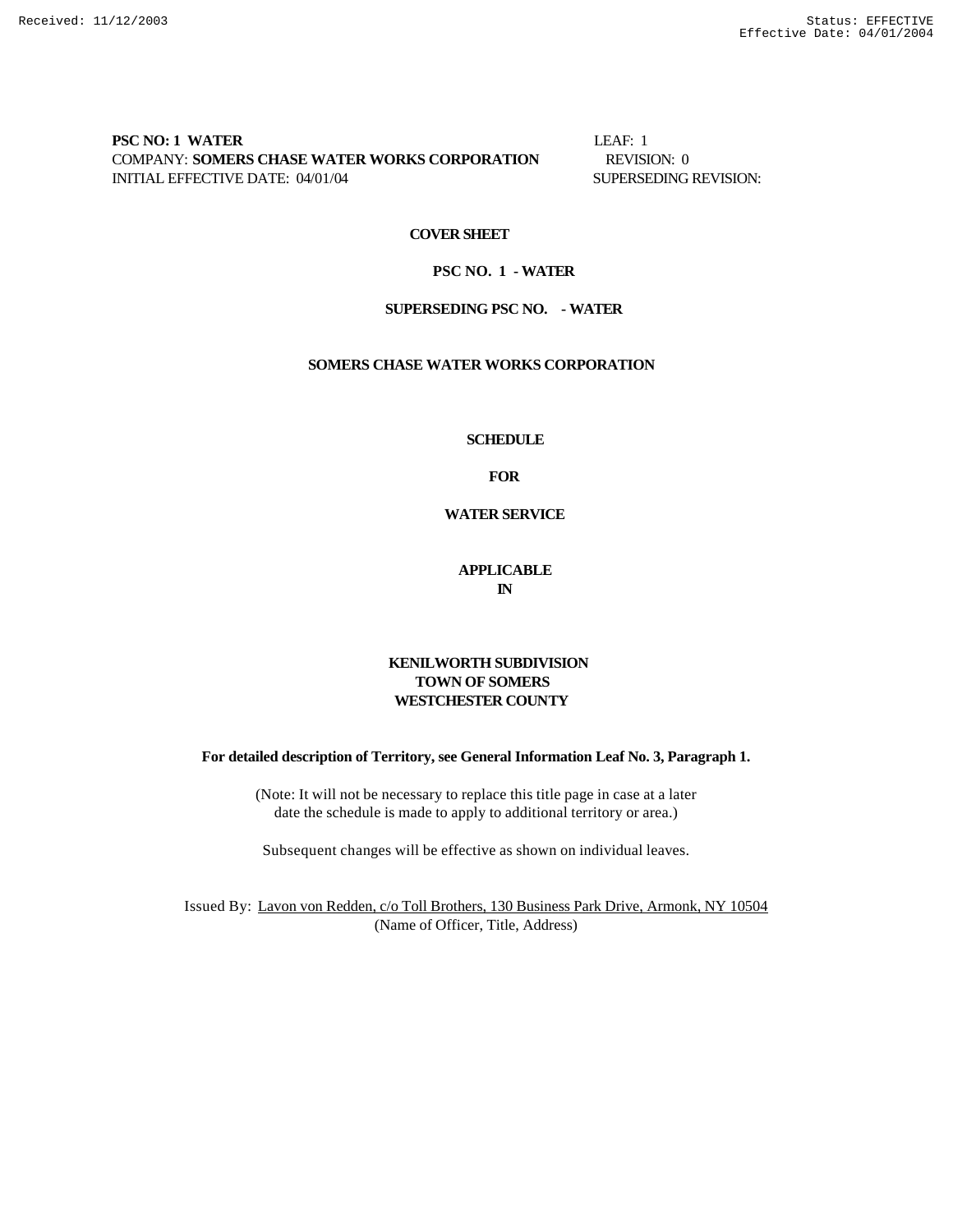Received: 11/12/2003 Status: EFFECTIVE
Effective Date: 04/01/2004

**PSC NO: 1 WATER** LEAF: 1
COMPANY: **SOMERS CHASE WATER WORKS CORPORATION** REVISION: 0
INITIAL EFFECTIVE DATE: 04/01/04 SUPERSEDING REVISION:

**COVER SHEET**

**PSC NO. 1 - WATER**

**SUPERSEDING PSC NO. - WATER**

**SOMERS CHASE WATER WORKS CORPORATION**

**SCHEDULE**

**FOR**

**WATER SERVICE**

**APPLICABLE**
**IN**

**KENILWORTH SUBDIVISION**
**TOWN OF SOMERS**
**WESTCHESTER COUNTY**

**For detailed description of Territory, see General Information Leaf No. 3, Paragraph 1.**

(Note: It will not be necessary to replace this title page in case at a later date the schedule is made to apply to additional territory or area.)

Subsequent changes will be effective as shown on individual leaves.

Issued By: Lavon von Redden, c/o Toll Brothers, 130 Business Park Drive, Armonk, NY 10504
(Name of Officer, Title, Address)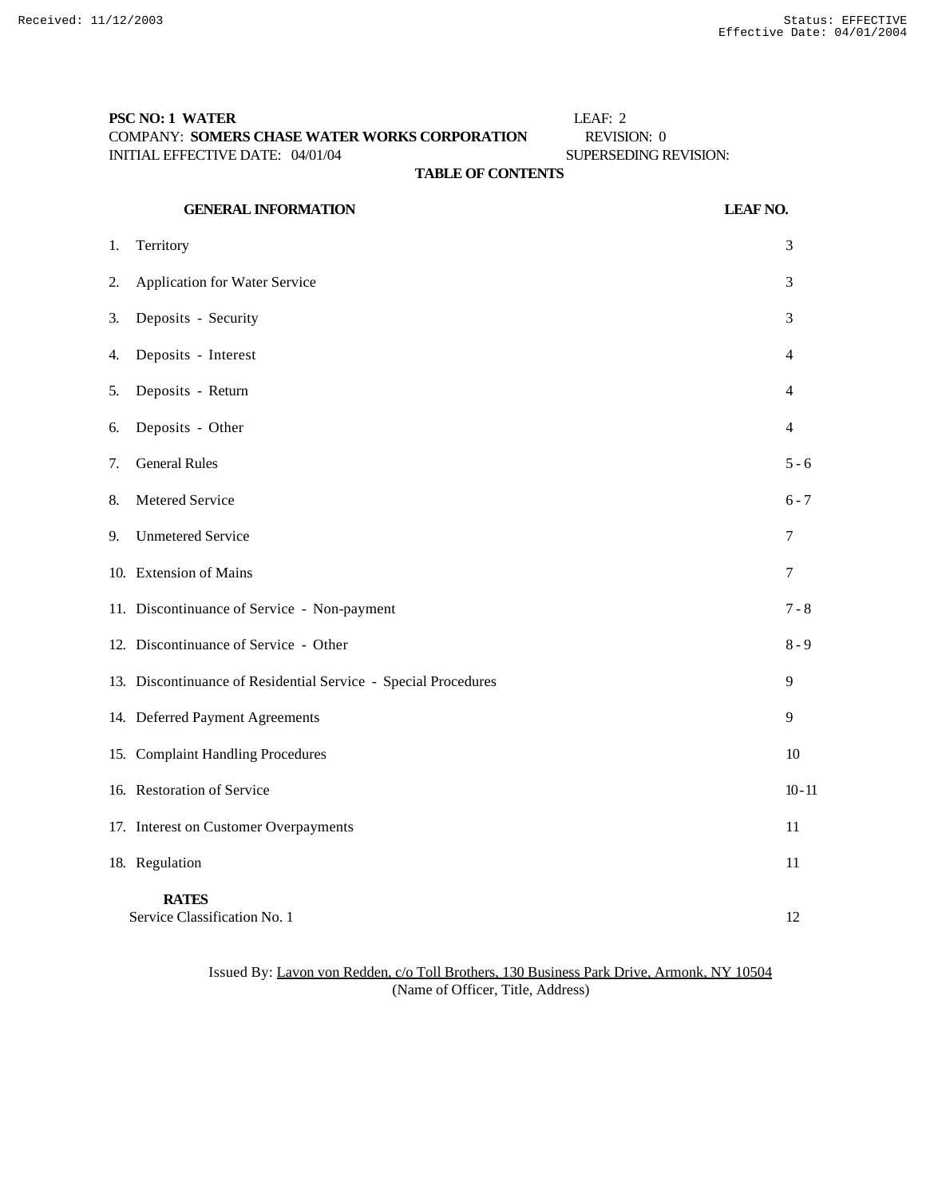**PSC NO: 1 WATER** LEAF: 2
COMPANY: **SOMERS CHASE WATER WORKS CORPORATION** REVISION: 0
INITIAL EFFECTIVE DATE: 04/01/04 SUPERSEDING REVISION:

**TABLE OF CONTENTS**

| **GENERAL INFORMATION** | **LEAF NO.** |
|---|---|
| 1. Territory | 3 |
| 2. Application for Water Service | 3 |
| 3. Deposits - Security | 3 |
| 4. Deposits - Interest | 4 |
| 5. Deposits - Return | 4 |
| 6. Deposits - Other | 4 |
| 7. General Rules | 5 - 6 |
| 8. Metered Service | 6 - 7 |
| 9. Unmetered Service | 7 |
| 10. Extension of Mains | 7 |
| 11. Discontinuance of Service - Non-payment | 7 - 8 |
| 12. Discontinuance of Service - Other | 8 - 9 |
| 13. Discontinuance of Residential Service - Special Procedures | 9 |
| 14. Deferred Payment Agreements | 9 |
| 15. Complaint Handling Procedures | 10 |
| 16. Restoration of Service | 10 - 11 |
| 17. Interest on Customer Overpayments | 11 |
| 18. Regulation | 11 |
| **RATES** | |
| Service Classification No. 1 | 12 |

Issued By: Lavon von Redden, c/o Toll Brothers, 130 Business Park Drive, Armonk, NY 10504
(Name of Officer, Title, Address)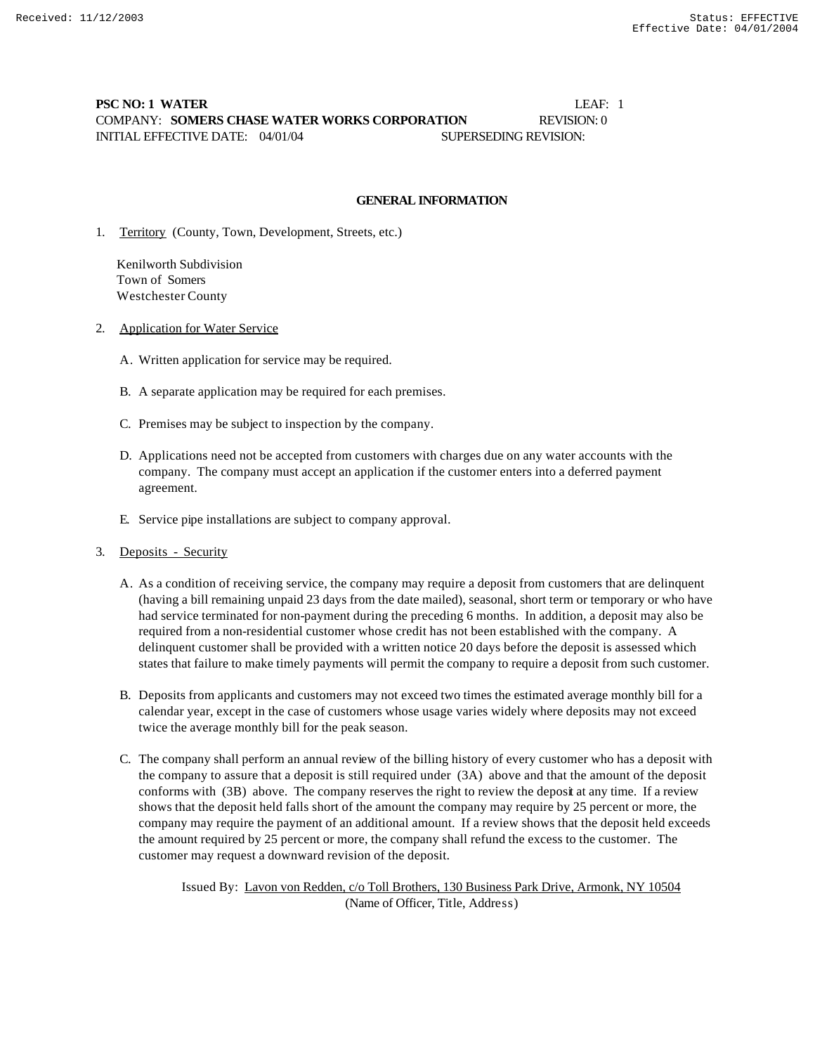Received: 11/12/2003 Status: EFFECTIVE
Effective Date: 04/01/2004

**PSC NO: 1 WATER** LEAF: 1
COMPANY: **SOMERS CHASE WATER WORKS CORPORATION** REVISION: 0
INITIAL EFFECTIVE DATE: 04/01/04 SUPERSEDING REVISION:

## GENERAL INFORMATION

1. Territory (County, Town, Development, Streets, etc.)

   Kenilworth Subdivision
   Town of Somers
   Westchester County

2. Application for Water Service

   A. Written application for service may be required.

   B. A separate application may be required for each premises.

   C. Premises may be subject to inspection by the company.

   D. Applications need not be accepted from customers with charges due on any water accounts with the company. The company must accept an application if the customer enters into a deferred payment agreement.

   E. Service pipe installations are subject to company approval.

3. Deposits - Security

   A. As a condition of receiving service, the company may require a deposit from customers that are delinquent (having a bill remaining unpaid 23 days from the date mailed), seasonal, short term or temporary or who have had service terminated for non-payment during the preceding 6 months. In addition, a deposit may also be required from a non-residential customer whose credit has not been established with the company. A delinquent customer shall be provided with a written notice 20 days before the deposit is assessed which states that failure to make timely payments will permit the company to require a deposit from such customer.

   B. Deposits from applicants and customers may not exceed two times the estimated average monthly bill for a calendar year, except in the case of customers whose usage varies widely where deposits may not exceed twice the average monthly bill for the peak season.

   C. The company shall perform an annual review of the billing history of every customer who has a deposit with the company to assure that a deposit is still required under (3A) above and that the amount of the deposit conforms with (3B) above. The company reserves the right to review the deposit at any time. If a review shows that the deposit held falls short of the amount the company may require by 25 percent or more, the company may require the payment of an additional amount. If a review shows that the deposit held exceeds the amount required by 25 percent or more, the company shall refund the excess to the customer. The customer may request a downward revision of the deposit.

Issued By: Lavon von Redden, c/o Toll Brothers, 130 Business Park Drive, Armonk, NY 10504
(Name of Officer, Title, Address)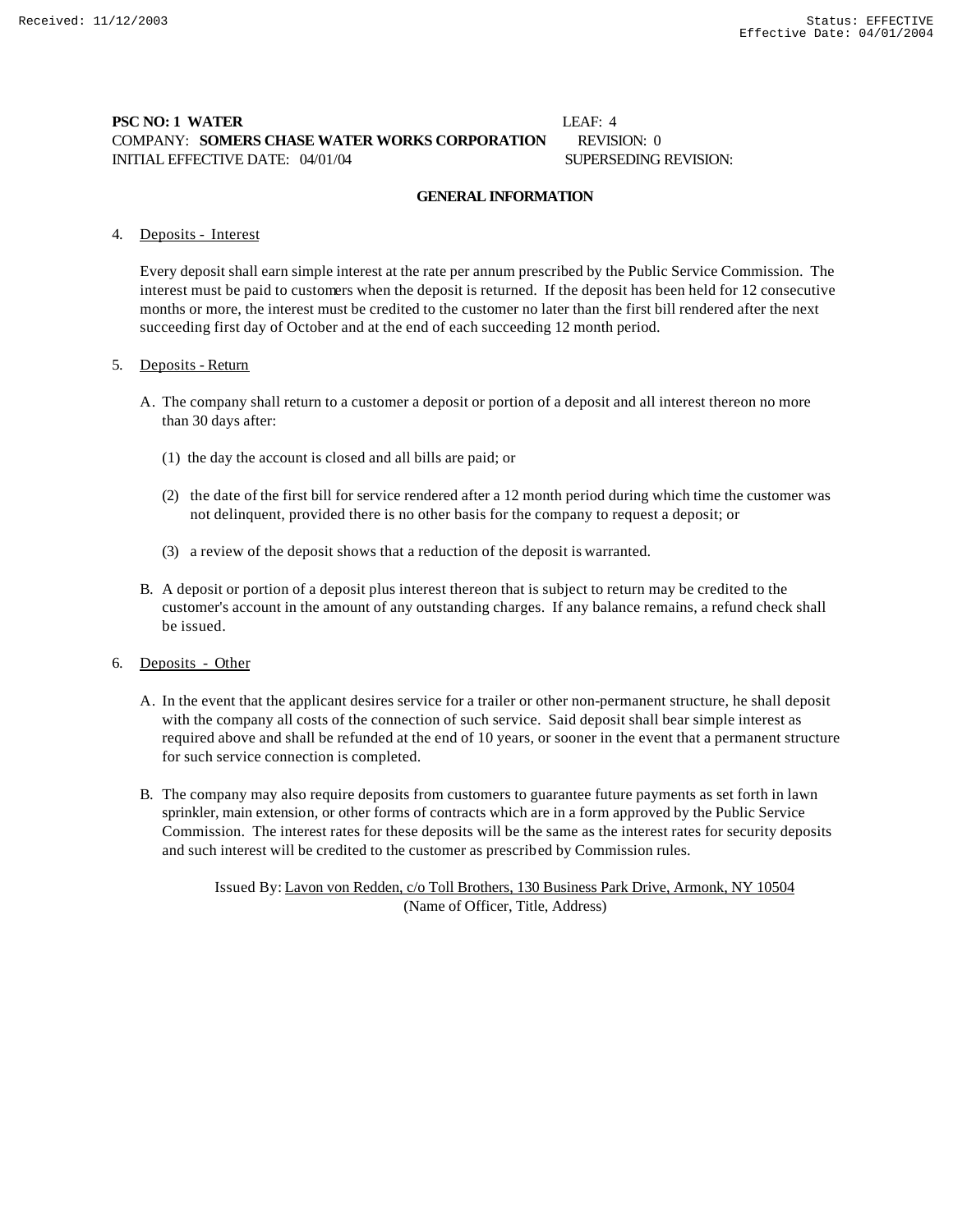**PSC NO: 1 WATER** LEAF: 4
COMPANY: **SOMERS CHASE WATER WORKS CORPORATION** REVISION: 0
INITIAL EFFECTIVE DATE: 04/01/04 SUPERSEDING REVISION:

## GENERAL INFORMATION

4. Deposits - Interest

Every deposit shall earn simple interest at the rate per annum prescribed by the Public Service Commission. The interest must be paid to customers when the deposit is returned. If the deposit has been held for 12 consecutive months or more, the interest must be credited to the customer no later than the first bill rendered after the next succeeding first day of October and at the end of each succeeding 12 month period.

5. Deposits - Return

A. The company shall return to a customer a deposit or portion of a deposit and all interest thereon no more than 30 days after:

(1) the day the account is closed and all bills are paid; or

(2) the date of the first bill for service rendered after a 12 month period during which time the customer was not delinquent, provided there is no other basis for the company to request a deposit; or

(3) a review of the deposit shows that a reduction of the deposit is warranted.

B. A deposit or portion of a deposit plus interest thereon that is subject to return may be credited to the customer's account in the amount of any outstanding charges. If any balance remains, a refund check shall be issued.

6. Deposits - Other

A. In the event that the applicant desires service for a trailer or other non-permanent structure, he shall deposit with the company all costs of the connection of such service. Said deposit shall bear simple interest as required above and shall be refunded at the end of 10 years, or sooner in the event that a permanent structure for such service connection is completed.

B. The company may also require deposits from customers to guarantee future payments as set forth in lawn sprinkler, main extension, or other forms of contracts which are in a form approved by the Public Service Commission. The interest rates for these deposits will be the same as the interest rates for security deposits and such interest will be credited to the customer as prescribed by Commission rules.

Issued By: Lavon von Redden, c/o Toll Brothers, 130 Business Park Drive, Armonk, NY 10504
(Name of Officer, Title, Address)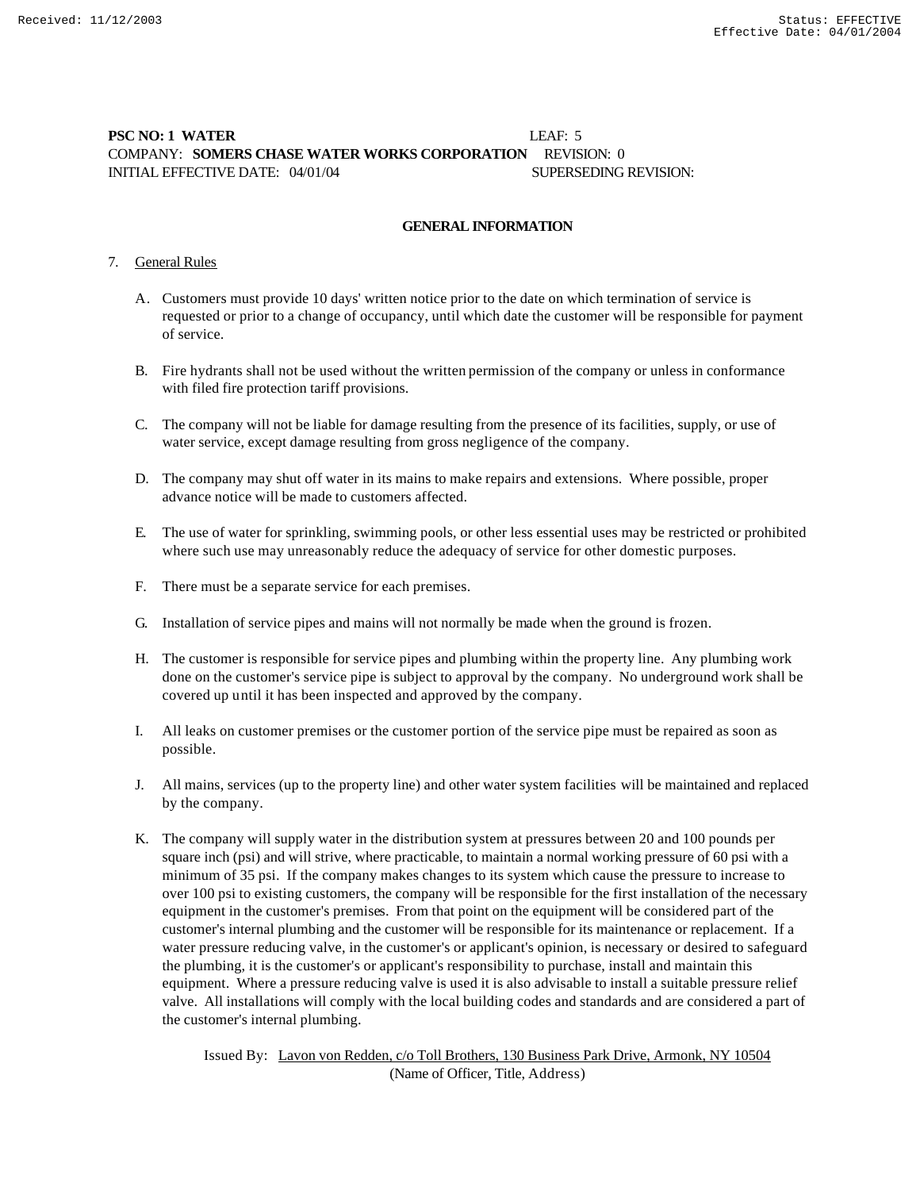**PSC NO: 1 WATER** LEAF: 5
COMPANY: **SOMERS CHASE WATER WORKS CORPORATION** REVISION: 0
INITIAL EFFECTIVE DATE: 04/01/04 SUPERSEDING REVISION:

## GENERAL INFORMATION

7. General Rules

   A. Customers must provide 10 days' written notice prior to the date on which termination of service is requested or prior to a change of occupancy, until which date the customer will be responsible for payment of service.

   B. Fire hydrants shall not be used without the written permission of the company or unless in conformance with filed fire protection tariff provisions.

   C. The company will not be liable for damage resulting from the presence of its facilities, supply, or use of water service, except damage resulting from gross negligence of the company.

   D. The company may shut off water in its mains to make repairs and extensions. Where possible, proper advance notice will be made to customers affected.

   E. The use of water for sprinkling, swimming pools, or other less essential uses may be restricted or prohibited where such use may unreasonably reduce the adequacy of service for other domestic purposes.

   F. There must be a separate service for each premises.

   G. Installation of service pipes and mains will not normally be made when the ground is frozen.

   H. The customer is responsible for service pipes and plumbing within the property line. Any plumbing work done on the customer's service pipe is subject to approval by the company. No underground work shall be covered up until it has been inspected and approved by the company.

   I. All leaks on customer premises or the customer portion of the service pipe must be repaired as soon as possible.

   J. All mains, services (up to the property line) and other water system facilities will be maintained and replaced by the company.

   K. The company will supply water in the distribution system at pressures between 20 and 100 pounds per square inch (psi) and will strive, where practicable, to maintain a normal working pressure of 60 psi with a minimum of 35 psi. If the company makes changes to its system which cause the pressure to increase to over 100 psi to existing customers, the company will be responsible for the first installation of the necessary equipment in the customer's premises. From that point on the equipment will be considered part of the customer's internal plumbing and the customer will be responsible for its maintenance or replacement. If a water pressure reducing valve, in the customer's or applicant's opinion, is necessary or desired to safeguard the plumbing, it is the customer's or applicant's responsibility to purchase, install and maintain this equipment. Where a pressure reducing valve is used it is also advisable to install a suitable pressure relief valve. All installations will comply with the local building codes and standards and are considered a part of the customer's internal plumbing.

Issued By: Lavon von Redden, c/o Toll Brothers, 130 Business Park Drive, Armonk, NY 10504
(Name of Officer, Title, Address)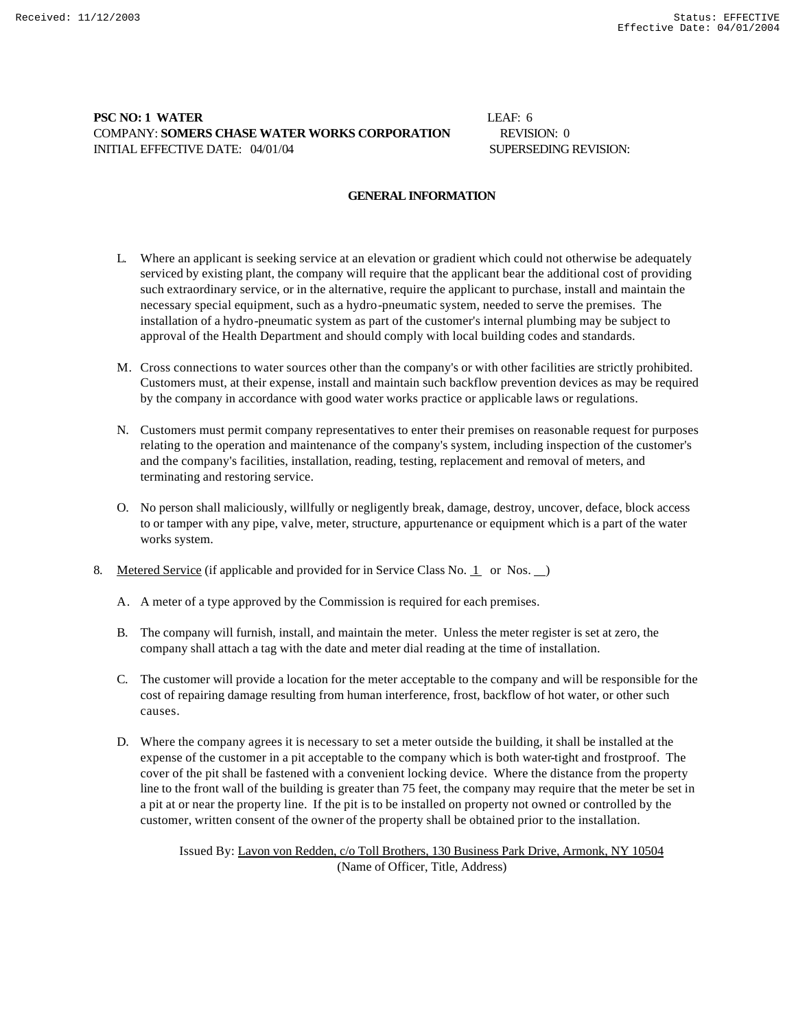**PSC NO: 1 WATER** LEAF: 6
COMPANY: **SOMERS CHASE WATER WORKS CORPORATION** REVISION: 0
INITIAL EFFECTIVE DATE: 04/01/04 SUPERSEDING REVISION:

## GENERAL INFORMATION

L. Where an applicant is seeking service at an elevation or gradient which could not otherwise be adequately serviced by existing plant, the company will require that the applicant bear the additional cost of providing such extraordinary service, or in the alternative, require the applicant to purchase, install and maintain the necessary special equipment, such as a hydro-pneumatic system, needed to serve the premises. The installation of a hydro-pneumatic system as part of the customer's internal plumbing may be subject to approval of the Health Department and should comply with local building codes and standards.

M. Cross connections to water sources other than the company's or with other facilities are strictly prohibited. Customers must, at their expense, install and maintain such backflow prevention devices as may be required by the company in accordance with good water works practice or applicable laws or regulations.

N. Customers must permit company representatives to enter their premises on reasonable request for purposes relating to the operation and maintenance of the company's system, including inspection of the customer's and the company's facilities, installation, reading, testing, replacement and removal of meters, and terminating and restoring service.

O. No person shall maliciously, willfully or negligently break, damage, destroy, uncover, deface, block access to or tamper with any pipe, valve, meter, structure, appurtenance or equipment which is a part of the water works system.

8. Metered Service (if applicable and provided for in Service Class No. 1 or Nos. __)

A. A meter of a type approved by the Commission is required for each premises.

B. The company will furnish, install, and maintain the meter. Unless the meter register is set at zero, the company shall attach a tag with the date and meter dial reading at the time of installation.

C. The customer will provide a location for the meter acceptable to the company and will be responsible for the cost of repairing damage resulting from human interference, frost, backflow of hot water, or other such causes.

D. Where the company agrees it is necessary to set a meter outside the building, it shall be installed at the expense of the customer in a pit acceptable to the company which is both water-tight and frostproof. The cover of the pit shall be fastened with a convenient locking device. Where the distance from the property line to the front wall of the building is greater than 75 feet, the company may require that the meter be set in a pit at or near the property line. If the pit is to be installed on property not owned or controlled by the customer, written consent of the owner of the property shall be obtained prior to the installation.

Issued By: Lavon von Redden, c/o Toll Brothers, 130 Business Park Drive, Armonk, NY 10504
(Name of Officer, Title, Address)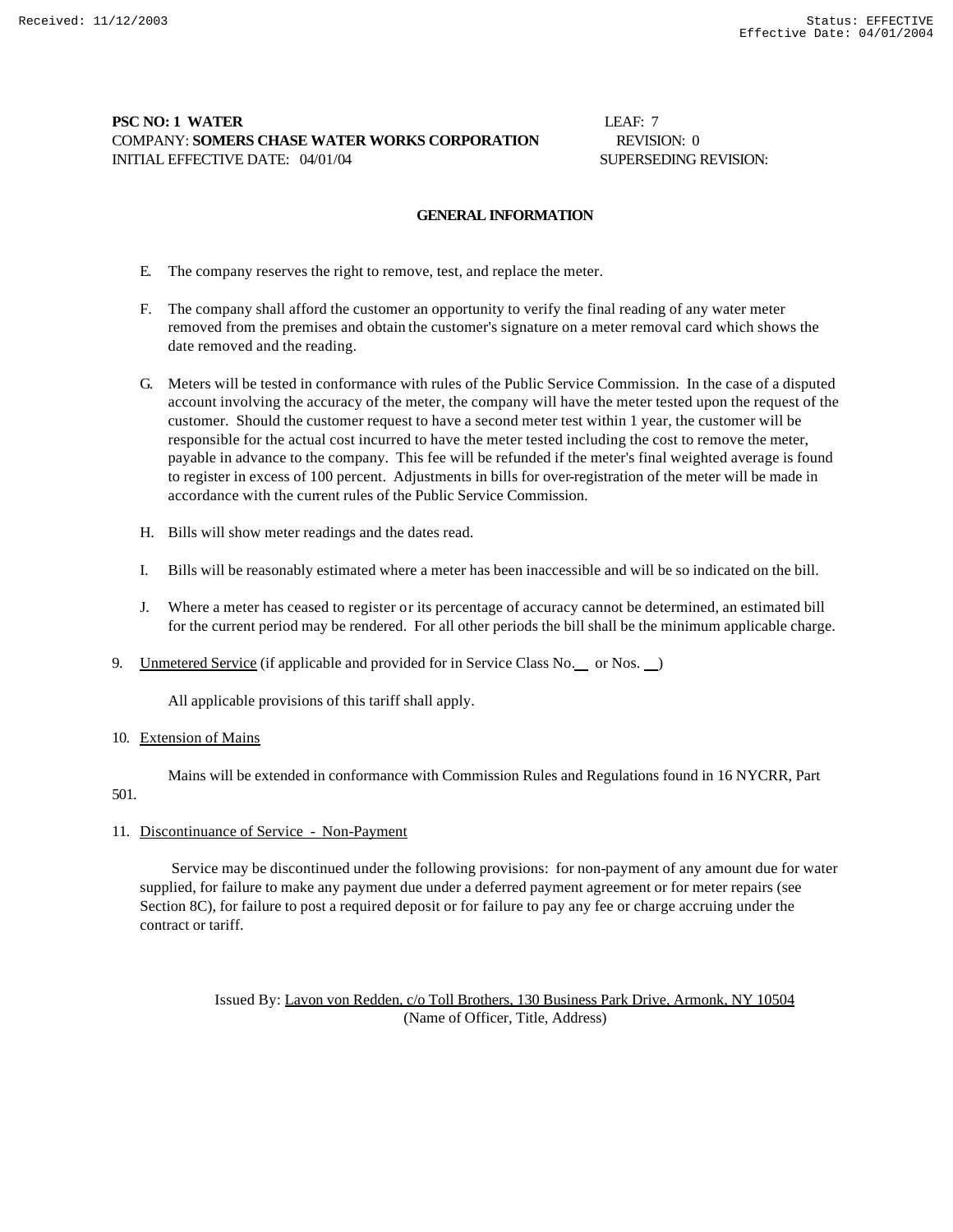**PSC NO: 1 WATER** LEAF: 7
COMPANY: **SOMERS CHASE WATER WORKS CORPORATION** REVISION: 0
INITIAL EFFECTIVE DATE: 04/01/04 SUPERSEDING REVISION:

## GENERAL INFORMATION

E. The company reserves the right to remove, test, and replace the meter.

F. The company shall afford the customer an opportunity to verify the final reading of any water meter removed from the premises and obtain the customer's signature on a meter removal card which shows the date removed and the reading.

G. Meters will be tested in conformance with rules of the Public Service Commission. In the case of a disputed account involving the accuracy of the meter, the company will have the meter tested upon the request of the customer. Should the customer request to have a second meter test within 1 year, the customer will be responsible for the actual cost incurred to have the meter tested including the cost to remove the meter, payable in advance to the company. This fee will be refunded if the meter's final weighted average is found to register in excess of 100 percent. Adjustments in bills for over-registration of the meter will be made in accordance with the current rules of the Public Service Commission.

H. Bills will show meter readings and the dates read.

I. Bills will be reasonably estimated where a meter has been inaccessible and will be so indicated on the bill.

J. Where a meter has ceased to register or its percentage of accuracy cannot be determined, an estimated bill for the current period may be rendered. For all other periods the bill shall be the minimum applicable charge.

9. Unmetered Service (if applicable and provided for in Service Class No.__ or Nos. __)

All applicable provisions of this tariff shall apply.

10. Extension of Mains

Mains will be extended in conformance with Commission Rules and Regulations found in 16 NYCRR, Part 501.

11. Discontinuance of Service - Non-Payment

Service may be discontinued under the following provisions: for non-payment of any amount due for water supplied, for failure to make any payment due under a deferred payment agreement or for meter repairs (see Section 8C), for failure to post a required deposit or for failure to pay any fee or charge accruing under the contract or tariff.

Issued By: Lavon von Redden, c/o Toll Brothers, 130 Business Park Drive, Armonk, NY 10504
(Name of Officer, Title, Address)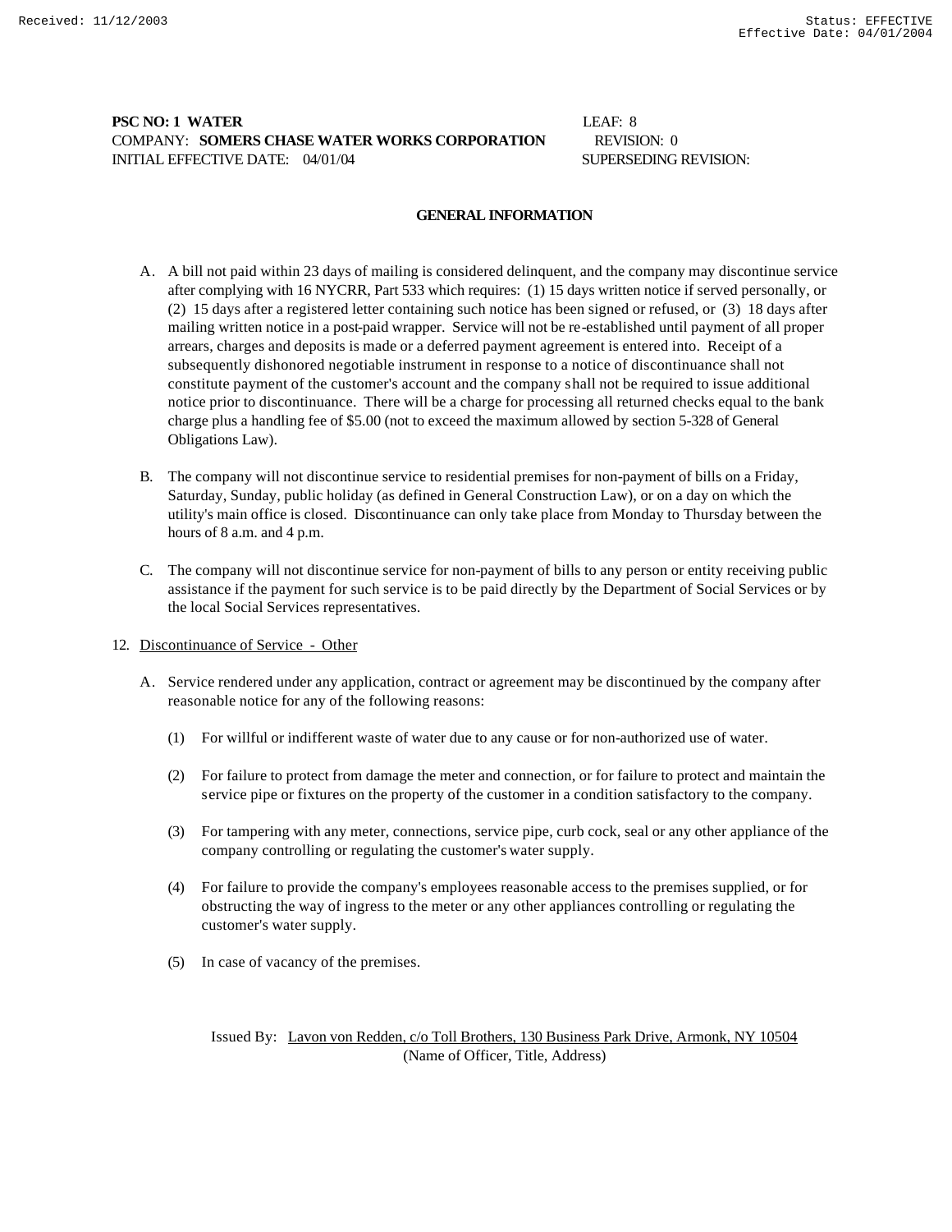**PSC NO: 1 WATER** LEAF: 8
COMPANY: **SOMERS CHASE WATER WORKS CORPORATION** REVISION: 0
INITIAL EFFECTIVE DATE: 04/01/04 SUPERSEDING REVISION:

## GENERAL INFORMATION

A. A bill not paid within 23 days of mailing is considered delinquent, and the company may discontinue service after complying with 16 NYCRR, Part 533 which requires: (1) 15 days written notice if served personally, or (2) 15 days after a registered letter containing such notice has been signed or refused, or (3) 18 days after mailing written notice in a post-paid wrapper. Service will not be re-established until payment of all proper arrears, charges and deposits is made or a deferred payment agreement is entered into. Receipt of a subsequently dishonored negotiable instrument in response to a notice of discontinuance shall not constitute payment of the customer's account and the company shall not be required to issue additional notice prior to discontinuance. There will be a charge for processing all returned checks equal to the bank charge plus a handling fee of $5.00 (not to exceed the maximum allowed by section 5-328 of General Obligations Law).

B. The company will not discontinue service to residential premises for non-payment of bills on a Friday, Saturday, Sunday, public holiday (as defined in General Construction Law), or on a day on which the utility's main office is closed. Discontinuance can only take place from Monday to Thursday between the hours of 8 a.m. and 4 p.m.

C. The company will not discontinue service for non-payment of bills to any person or entity receiving public assistance if the payment for such service is to be paid directly by the Department of Social Services or by the local Social Services representatives.

12. Discontinuance of Service - Other

A. Service rendered under any application, contract or agreement may be discontinued by the company after reasonable notice for any of the following reasons:

(1) For willful or indifferent waste of water due to any cause or for non-authorized use of water.

(2) For failure to protect from damage the meter and connection, or for failure to protect and maintain the service pipe or fixtures on the property of the customer in a condition satisfactory to the company.

(3) For tampering with any meter, connections, service pipe, curb cock, seal or any other appliance of the company controlling or regulating the customer's water supply.

(4) For failure to provide the company's employees reasonable access to the premises supplied, or for obstructing the way of ingress to the meter or any other appliances controlling or regulating the customer's water supply.

(5) In case of vacancy of the premises.

Issued By: Lavon von Redden, c/o Toll Brothers, 130 Business Park Drive, Armonk, NY 10504
(Name of Officer, Title, Address)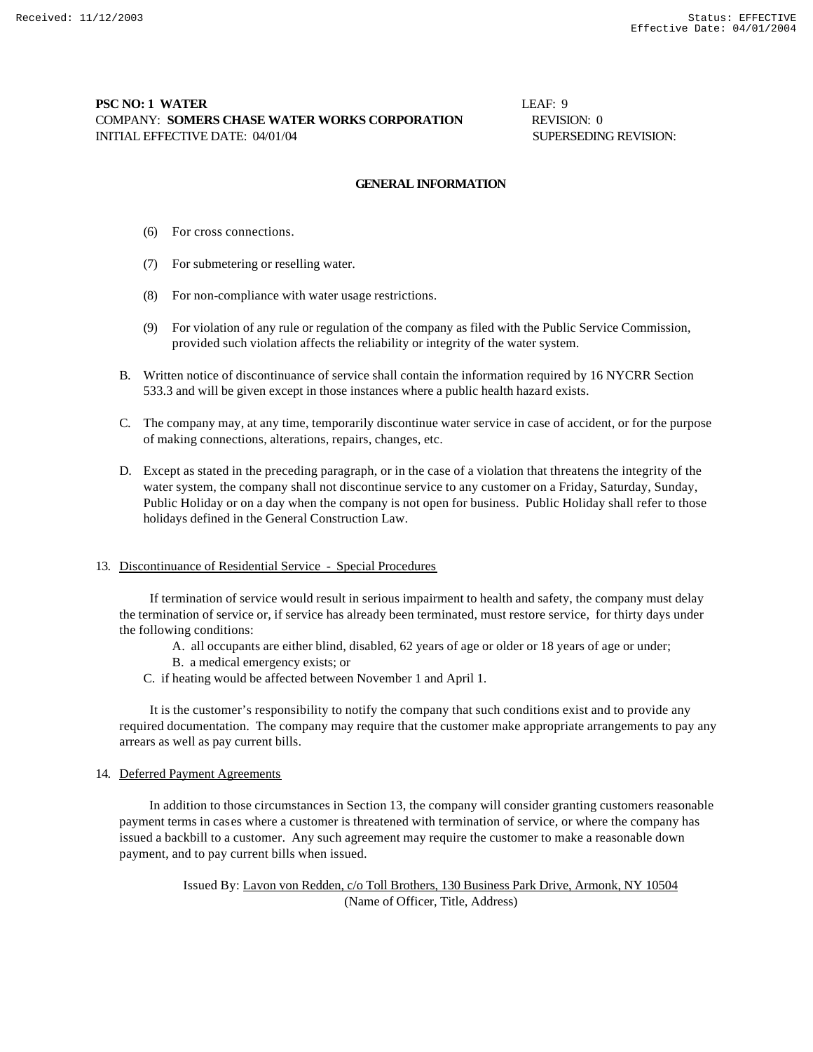**PSC NO: 1 WATER** LEAF: 9
COMPANY: **SOMERS CHASE WATER WORKS CORPORATION** REVISION: 0
INITIAL EFFECTIVE DATE: 04/01/04 SUPERSEDING REVISION:

## GENERAL INFORMATION

(6) For cross connections.

(7) For submetering or reselling water.

(8) For non-compliance with water usage restrictions.

(9) For violation of any rule or regulation of the company as filed with the Public Service Commission, provided such violation affects the reliability or integrity of the water system.

B. Written notice of discontinuance of service shall contain the information required by 16 NYCRR Section 533.3 and will be given except in those instances where a public health hazard exists.

C. The company may, at any time, temporarily discontinue water service in case of accident, or for the purpose of making connections, alterations, repairs, changes, etc.

D. Except as stated in the preceding paragraph, or in the case of a violation that threatens the integrity of the water system, the company shall not discontinue service to any customer on a Friday, Saturday, Sunday, Public Holiday or on a day when the company is not open for business. Public Holiday shall refer to those holidays defined in the General Construction Law.

13. Discontinuance of Residential Service - Special Procedures

If termination of service would result in serious impairment to health and safety, the company must delay the termination of service or, if service has already been terminated, must restore service, for thirty days under the following conditions:

A. all occupants are either blind, disabled, 62 years of age or older or 18 years of age or under;
B. a medical emergency exists; or
C. if heating would be affected between November 1 and April 1.

It is the customer's responsibility to notify the company that such conditions exist and to provide any required documentation. The company may require that the customer make appropriate arrangements to pay any arrears as well as pay current bills.

14. Deferred Payment Agreements

In addition to those circumstances in Section 13, the company will consider granting customers reasonable payment terms in cases where a customer is threatened with termination of service, or where the company has issued a backbill to a customer. Any such agreement may require the customer to make a reasonable down payment, and to pay current bills when issued.

Issued By: Lavon von Redden, c/o Toll Brothers, 130 Business Park Drive, Armonk, NY 10504
(Name of Officer, Title, Address)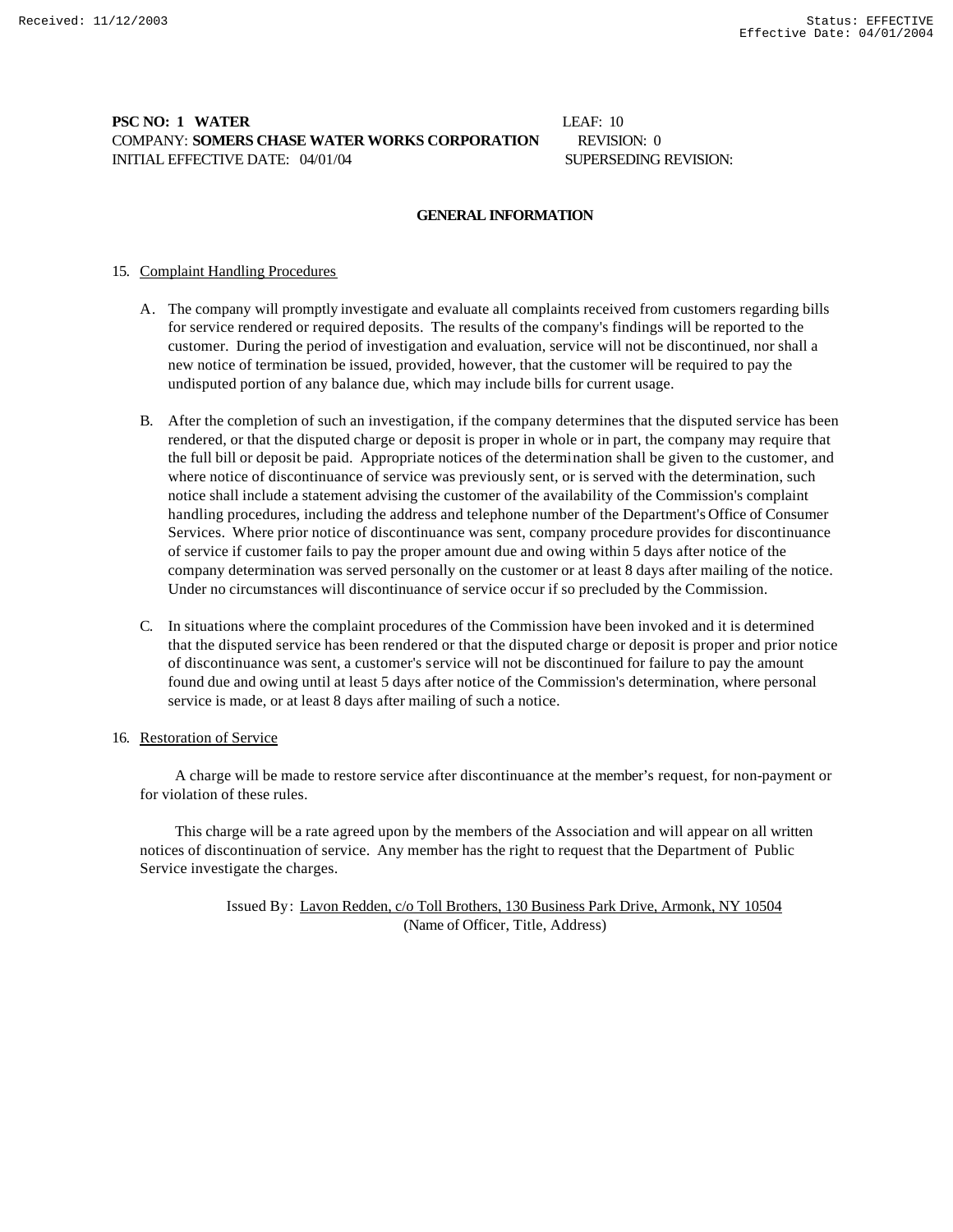**PSC NO: 1 WATER** LEAF: 10
COMPANY: **SOMERS CHASE WATER WORKS CORPORATION** REVISION: 0
INITIAL EFFECTIVE DATE: 04/01/04 SUPERSEDING REVISION:

## GENERAL INFORMATION

15. Complaint Handling Procedures

   A. The company will promptly investigate and evaluate all complaints received from customers regarding bills for service rendered or required deposits. The results of the company's findings will be reported to the customer. During the period of investigation and evaluation, service will not be discontinued, nor shall a new notice of termination be issued, provided, however, that the customer will be required to pay the undisputed portion of any balance due, which may include bills for current usage.

   B. After the completion of such an investigation, if the company determines that the disputed service has been rendered, or that the disputed charge or deposit is proper in whole or in part, the company may require that the full bill or deposit be paid. Appropriate notices of the determination shall be given to the customer, and where notice of discontinuance of service was previously sent, or is served with the determination, such notice shall include a statement advising the customer of the availability of the Commission's complaint handling procedures, including the address and telephone number of the Department's Office of Consumer Services. Where prior notice of discontinuance was sent, company procedure provides for discontinuance of service if customer fails to pay the proper amount due and owing within 5 days after notice of the company determination was served personally on the customer or at least 8 days after mailing of the notice. Under no circumstances will discontinuance of service occur if so precluded by the Commission.

   C. In situations where the complaint procedures of the Commission have been invoked and it is determined that the disputed service has been rendered or that the disputed charge or deposit is proper and prior notice of discontinuance was sent, a customer's service will not be discontinued for failure to pay the amount found due and owing until at least 5 days after notice of the Commission's determination, where personal service is made, or at least 8 days after mailing of such a notice.

16. Restoration of Service

   A charge will be made to restore service after discontinuance at the member's request, for non-payment or for violation of these rules.

   This charge will be a rate agreed upon by the members of the Association and will appear on all written notices of discontinuation of service. Any member has the right to request that the Department of Public Service investigate the charges.

Issued By: Lavon Redden, c/o Toll Brothers, 130 Business Park Drive, Armonk, NY 10504
(Name of Officer, Title, Address)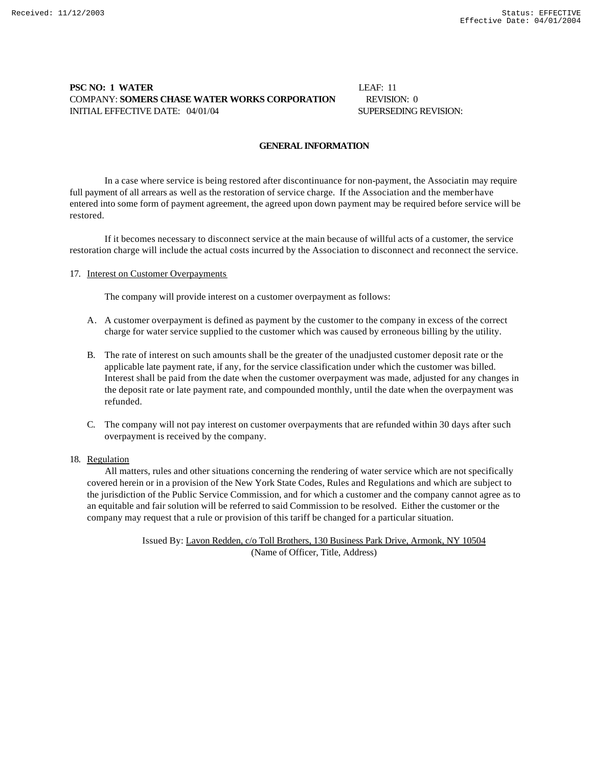**PSC NO: 1 WATER** LEAF: 11
COMPANY: **SOMERS CHASE WATER WORKS CORPORATION** REVISION: 0
INITIAL EFFECTIVE DATE: 04/01/04 SUPERSEDING REVISION:

## GENERAL INFORMATION

In a case where service is being restored after discontinuance for non-payment, the Associatin may require full payment of all arrears as well as the restoration of service charge. If the Association and the member have entered into some form of payment agreement, the agreed upon down payment may be required before service will be restored.

If it becomes necessary to disconnect service at the main because of willful acts of a customer, the service restoration charge will include the actual costs incurred by the Association to disconnect and reconnect the service.

17. Interest on Customer Overpayments

The company will provide interest on a customer overpayment as follows:

A. A customer overpayment is defined as payment by the customer to the company in excess of the correct charge for water service supplied to the customer which was caused by erroneous billing by the utility.

B. The rate of interest on such amounts shall be the greater of the unadjusted customer deposit rate or the applicable late payment rate, if any, for the service classification under which the customer was billed. Interest shall be paid from the date when the customer overpayment was made, adjusted for any changes in the deposit rate or late payment rate, and compounded monthly, until the date when the overpayment was refunded.

C. The company will not pay interest on customer overpayments that are refunded within 30 days after such overpayment is received by the company.

18. Regulation

All matters, rules and other situations concerning the rendering of water service which are not specifically covered herein or in a provision of the New York State Codes, Rules and Regulations and which are subject to the jurisdiction of the Public Service Commission, and for which a customer and the company cannot agree as to an equitable and fair solution will be referred to said Commission to be resolved. Either the customer or the company may request that a rule or provision of this tariff be changed for a particular situation.

Issued By: Lavon Redden, c/o Toll Brothers, 130 Business Park Drive, Armonk, NY 10504
(Name of Officer, Title, Address)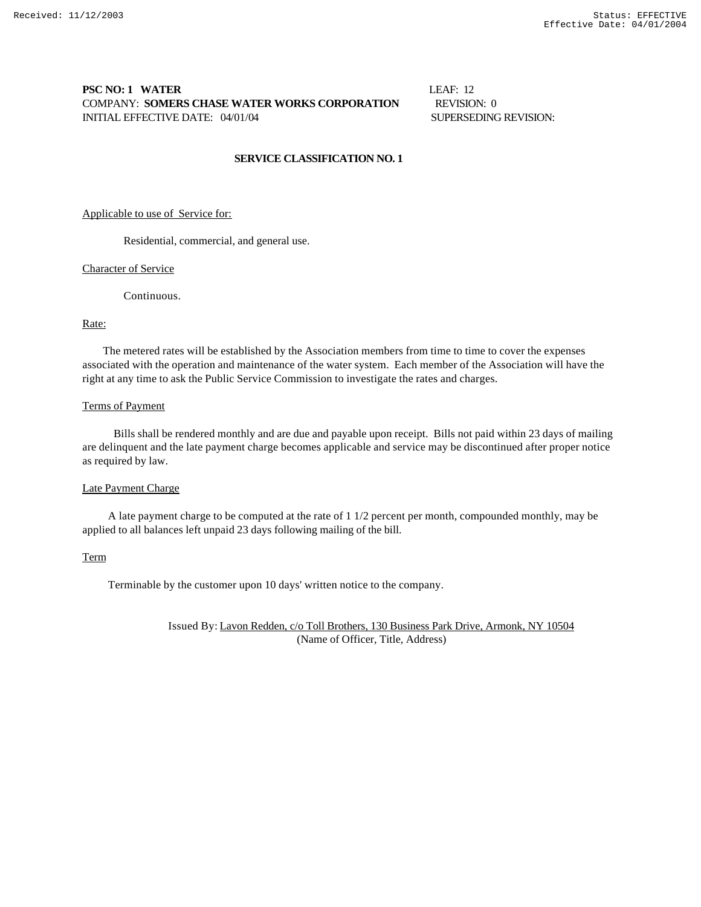**PSC NO: 1 WATER** LEAF: 12
COMPANY: **SOMERS CHASE WATER WORKS CORPORATION** REVISION: 0
INITIAL EFFECTIVE DATE: 04/01/04 SUPERSEDING REVISION:

## SERVICE CLASSIFICATION NO. 1

Applicable to use of Service for:

Residential, commercial, and general use.

Character of Service

Continuous.

Rate:

The metered rates will be established by the Association members from time to time to cover the expenses associated with the operation and maintenance of the water system. Each member of the Association will have the right at any time to ask the Public Service Commission to investigate the rates and charges.

Terms of Payment

Bills shall be rendered monthly and are due and payable upon receipt. Bills not paid within 23 days of mailing are delinquent and the late payment charge becomes applicable and service may be discontinued after proper notice as required by law.

Late Payment Charge

A late payment charge to be computed at the rate of 1 1/2 percent per month, compounded monthly, may be applied to all balances left unpaid 23 days following mailing of the bill.

Term

Terminable by the customer upon 10 days' written notice to the company.

Issued By: Lavon Redden, c/o Toll Brothers, 130 Business Park Drive, Armonk, NY 10504
(Name of Officer, Title, Address)